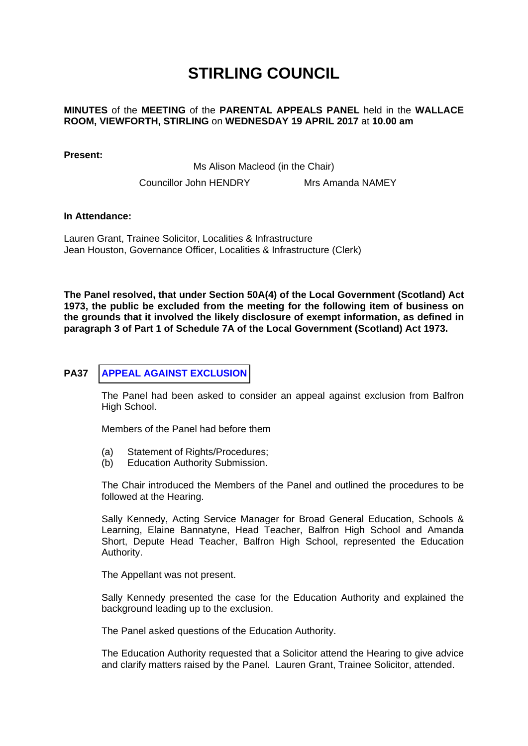# STIRLING COUNCIL

**MINUTES** of the **MEETING** of the **PARENTAL APPEALS PANEL** held in the **WALLACE ROOM, VIEWFORTH, STIRLING** on **WEDNESDAY 19 APRIL 2017** at **10.00 am**

**Present:**

Ms Alison Macleod (in the Chair)

Councillor John HENDRY　　　　Mrs Amanda NAMEY

**In Attendance:**

Lauren Grant, Trainee Solicitor, Localities & Infrastructure
Jean Houston, Governance Officer, Localities & Infrastructure (Clerk)

**The Panel resolved, that under Section 50A(4) of the Local Government (Scotland) Act 1973, the public be excluded from the meeting for the following item of business on the grounds that it involved the likely disclosure of exempt information, as defined in paragraph 3 of Part 1 of Schedule 7A of the Local Government (Scotland) Act 1973.**

## PA37　APPEAL AGAINST EXCLUSION

The Panel had been asked to consider an appeal against exclusion from Balfron High School.

Members of the Panel had before them

(a) Statement of Rights/Procedures;
(b) Education Authority Submission.

The Chair introduced the Members of the Panel and outlined the procedures to be followed at the Hearing.

Sally Kennedy, Acting Service Manager for Broad General Education, Schools & Learning, Elaine Bannatyne, Head Teacher, Balfron High School and Amanda Short, Depute Head Teacher, Balfron High School, represented the Education Authority.

The Appellant was not present.

Sally Kennedy presented the case for the Education Authority and explained the background leading up to the exclusion.

The Panel asked questions of the Education Authority.

The Education Authority requested that a Solicitor attend the Hearing to give advice and clarify matters raised by the Panel. Lauren Grant, Trainee Solicitor, attended.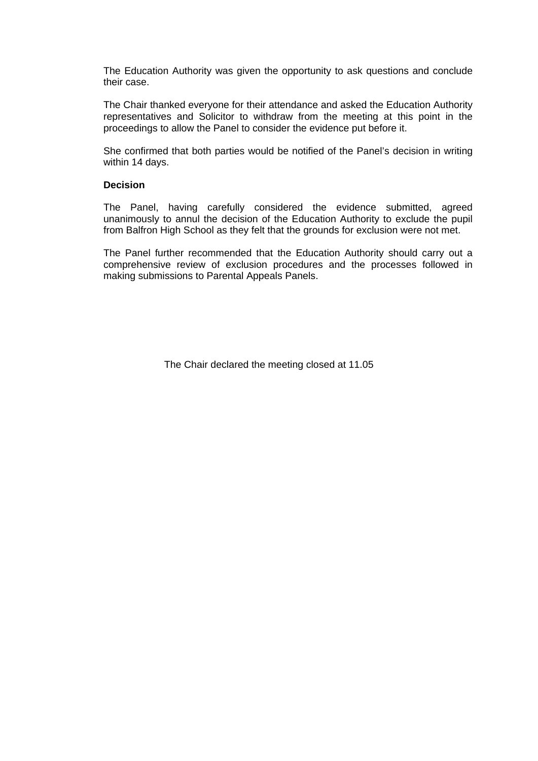The Education Authority was given the opportunity to ask questions and conclude their case.

The Chair thanked everyone for their attendance and asked the Education Authority representatives and Solicitor to withdraw from the meeting at this point in the proceedings to allow the Panel to consider the evidence put before it.

She confirmed that both parties would be notified of the Panel's decision in writing within 14 days.

**Decision**

The Panel, having carefully considered the evidence submitted, agreed unanimously to annul the decision of the Education Authority to exclude the pupil from Balfron High School as they felt that the grounds for exclusion were not met.

The Panel further recommended that the Education Authority should carry out a comprehensive review of exclusion procedures and the processes followed in making submissions to Parental Appeals Panels.

The Chair declared the meeting closed at 11.05